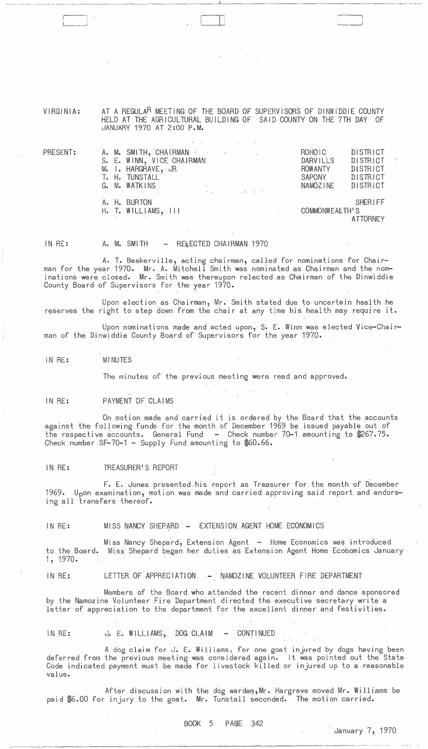VIRGINIA: AT A REGULAR MEETING OF THE BOARD OF SUPERVISORS OF DINWIDDIE COUNTY HELD AT THE AGRICULTURAL BUILDING OF SAID COUNTY ON THE 7TH DAY OF JANUARY 1970 AT 2:00 P.M.

PRESENT:

| | |
|---|---|
| A. M. SMITH, CHAIRMAN | ROHOIC DISTRICT |
| S. E. WINN, VICE CHAIRMAN | DARVILLS DISTRICT |
| M. I. HARGRAVE, JR | ROWANTY DISTRICT |
| T. H. TUNSTALL | SAPONY DISTRICT |
| G. M. WATKINS | NAMOZINE DISTRICT |
| A. H. BURTON | SHERIFF |
| H. T. WILLIAMS, III | COMMONWEALTH'S ATTORNEY |

IN RE: A. M. SMITH - RELECTED CHAIRMAN 1970

A. T. Baskerville, acting chairman, called for nominations for Chairman for the year 1970. Mr. A. Mitchell Smith was nominated as Chairman and the nominations were closed. Mr. Smith was thereupon relected as Chairman of the Dinwiddie County Board of Supervisors for the year 1970.

Upon election as Chairman, Mr. Smith stated due to uncertain health he reserves the right to step down from the chair at any time his health may require it.

Upon nominations made and acted upon, S. E. Winn was elected Vice-Chairman of the Dinwiddie County Board of Supervisors for the year 1970.

IN RE: MINUTES

The minutes of the previous meeting were read and approved.

IN RE: PAYMENT OF CLAIMS

On motion made and carried it is ordered by the Board that the accounts against the following funds for the month of December 1969 be issued payable out of the respective accounts. General Fund - Check number 70-1 amounting to $267.75. Check number SF-70-1 - Supply Fund amounting to $60.66.

IN RE: TREASURER'S REPORT

F. E. Jones presented his report as Treasurer for the month of December 1969. Upon examination, motion was made and carried approving said report and endorsing all transfers thereof.

IN RE: MISS NANCY SHEPARD - EXTENSION AGENT HOME ECONOMICS

Miss Nancy Shepard, Extension Agent - Home Economics was introduced to the Board. Miss Shepard began her duties as Extension Agent Home Economics January 1, 1970.

IN RE: LETTER OF APPRECIATION - NAMOZINE VOLUNTEER FIRE DEPARTMENT

Members of the Board who attended the recent dinner and dance sponsored by the Namozine Volunteer Fire Department directed the executive secretary write a letter of appreciation to the department for the excellent dinner and festivities.

IN RE: J. E. WILLIAMS, DOG CLAIM - CONTINUED

A dog claim for J. E. Williams, for one goat injured by dogs having been deferred from the previous meeting was considered again. It was pointed out the State Code indicated payment must be made for livestock killed or injured up to a reasonable value.

After discussion with the dog warden, Mr. Hargrave moved Mr. Williams be paid $6.00 for injury to the goat. Mr. Tunstall seconded. The motion carried.

BOOK 5 PAGE 342

January 7, 1970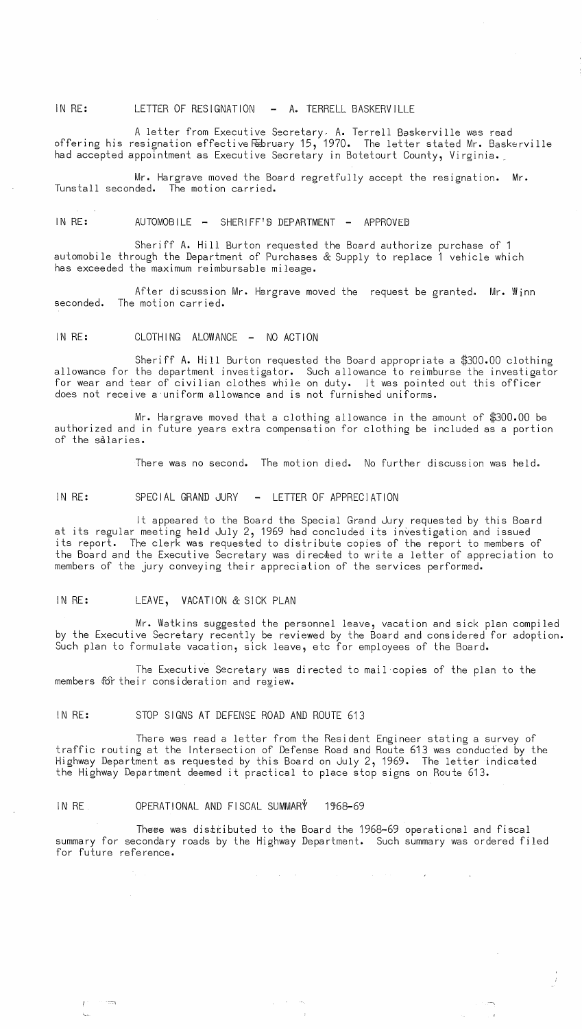IN RE: LETTER OF RESIGNATION - A. TERRELL BASKERVILLE

A letter from Executive Secretary A. Terrell Baskerville was read offering his resignation effective February 15, 1970. The letter stated Mr. Baskerville had accepted appointment as Executive Secretary in Botetourt County, Virginia.

Mr. Hargrave moved the Board regretfully accept the resignation. Mr. Tunstall seconded. The motion carried.

IN RE: AUTOMOBILE - SHERIFF'S DEPARTMENT - APPROVED

Sheriff A. Hill Burton requested the Board authorize purchase of 1 automobile through the Department of Purchases & Supply to replace 1 vehicle which has exceeded the maximum reimbursable mileage.

After discussion Mr. Hargrave moved the request be granted. Mr. Winn seconded. The motion carried.

IN RE: CLOTHING ALOWANCE - NO ACTION

Sheriff A. Hill Burton requested the Board appropriate a $300.00 clothing allowance for the department investigator. Such allowance to reimburse the investigator for wear and tear of civilian clothes while on duty. It was pointed out this officer does not receive a uniform allowance and is not furnished uniforms.

Mr. Hargrave moved that a clothing allowance in the amount of $300.00 be authorized and in future years extra compensation for clothing be included as a portion of the salaries.

There was no second. The motion died. No further discussion was held.

IN RE: SPECIAL GRAND JURY - LETTER OF APPRECIATION

It appeared to the Board the Special Grand Jury requested by this Board at its regular meeting held July 2, 1969 had concluded its investigation and issued its report. The clerk was requested to distribute copies of the report to members of the Board and the Executive Secretary was directed to write a letter of appreciation to members of the jury conveying their appreciation of the services performed.

IN RE: LEAVE, VACATION & SICK PLAN

Mr. Watkins suggested the personnel leave, vacation and sick plan compiled by the Executive Secretary recently be reviewed by the Board and considered for adoption. Such plan to formulate vacation, sick leave, etc for employees of the Board.

The Executive Secretary was directed to mail copies of the plan to the members for their consideration and review.

IN RE: STOP SIGNS AT DEFENSE ROAD AND ROUTE 613

There was read a letter from the Resident Engineer stating a survey of traffic routing at the Intersection of Defense Road and Route 613 was conducted by the Highway Department as requested by this Board on July 2, 1969. The letter indicated the Highway Department deemed it practical to place stop signs on Route 613.

IN RE OPERATIONAL AND FISCAL SUMMARY 1968-69

There was distributed to the Board the 1968-69 operational and fiscal summary for secondary roads by the Highway Department. Such summary was ordered filed for future reference.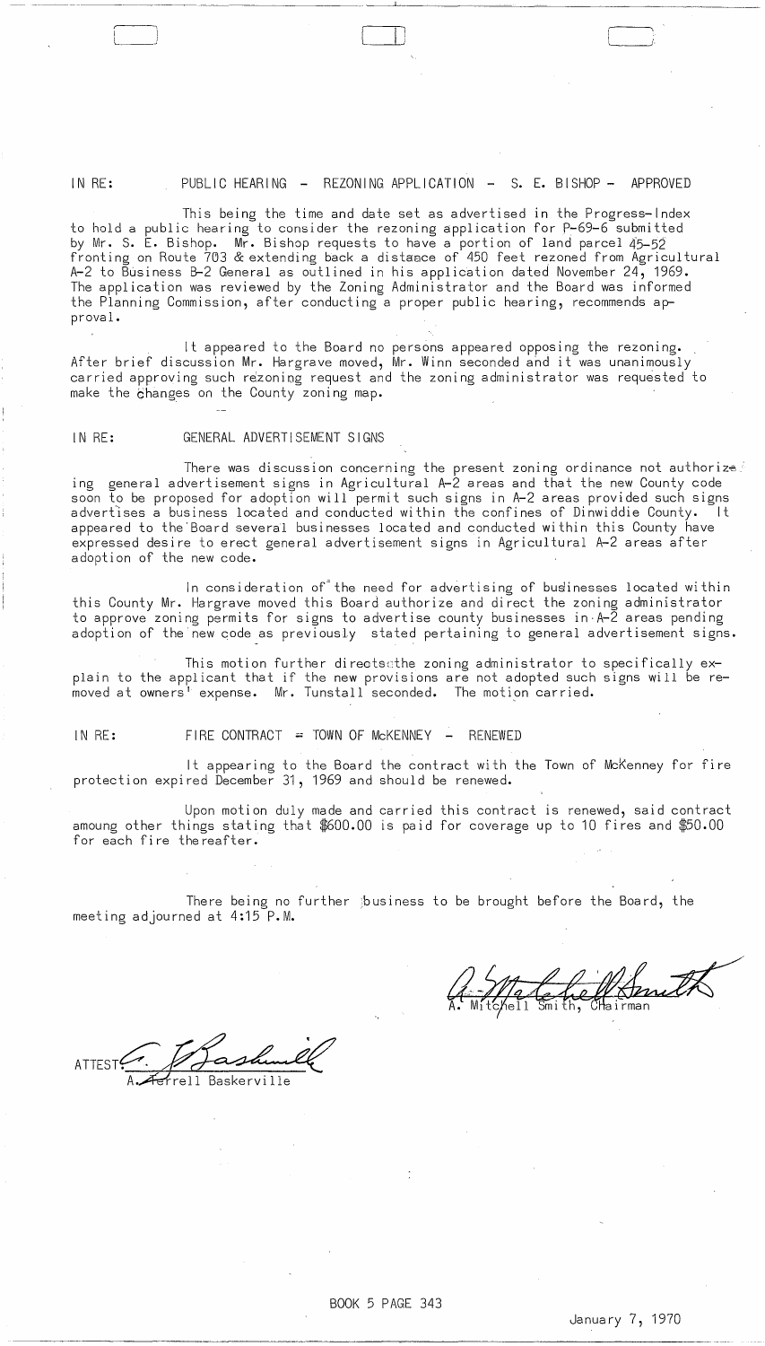IN RE: PUBLIC HEARING - REZONING APPLICATION - S. E. BISHOP - APPROVED

This being the time and date set as advertised in the Progress-Index to hold a public hearing to consider the rezoning application for P-69-6 submitted by Mr. S. E. Bishop. Mr. Bishop requests to have a portion of land parcel 45-52 fronting on Route 703 & extending back a distance of 450 feet rezoned from Agricultural A-2 to Business B-2 General as outlined in his application dated November 24, 1969. The application was reviewed by the Zoning Administrator and the Board was informed the Planning Commission, after conducting a proper public hearing, recommends approval.

It appeared to the Board no persons appeared opposing the rezoning. After brief discussion Mr. Hargrave moved, Mr. Winn seconded and it was unanimously carried approving such rezoning request and the zoning administrator was requested to make the changes on the County zoning map.

IN RE: GENERAL ADVERTISEMENT SIGNS

There was discussion concerning the present zoning ordinance not authorizing general advertisement signs in Agricultural A-2 areas and that the new County code soon to be proposed for adoption will permit such signs in A-2 areas provided such signs advertises a business located and conducted within the confines of Dinwiddie County. It appeared to the Board several businesses located and conducted within this County have expressed desire to erect general advertisement signs in Agricultural A-2 areas after adoption of the new code.

In consideration of the need for advertising of businesses located within this County Mr. Hargrave moved this Board authorize and direct the zoning administrator to approve zoning permits for signs to advertise county businesses in A-2 areas pending adoption of the new code as previously stated pertaining to general advertisement signs.

This motion further directs the zoning administrator to specifically explain to the applicant that if the new provisions are not adopted such signs will be removed at owners' expense. Mr. Tunstall seconded. The motion carried.

IN RE: FIRE CONTRACT - TOWN OF McKENNEY - RENEWED

It appearing to the Board the contract with the Town of McKenney for fire protection expired December 31, 1969 and should be renewed.

Upon motion duly made and carried this contract is renewed, said contract amoung other things stating that $600.00 is paid for coverage up to 10 fires and $50.00 for each fire thereafter.

There being no further business to be brought before the Board, the meeting adjourned at 4:15 P.M.

A. Mitchell Smith, Chairman

ATTEST: A. Ferrell Baskerville

BOOK 5 PAGE 343

January 7, 1970